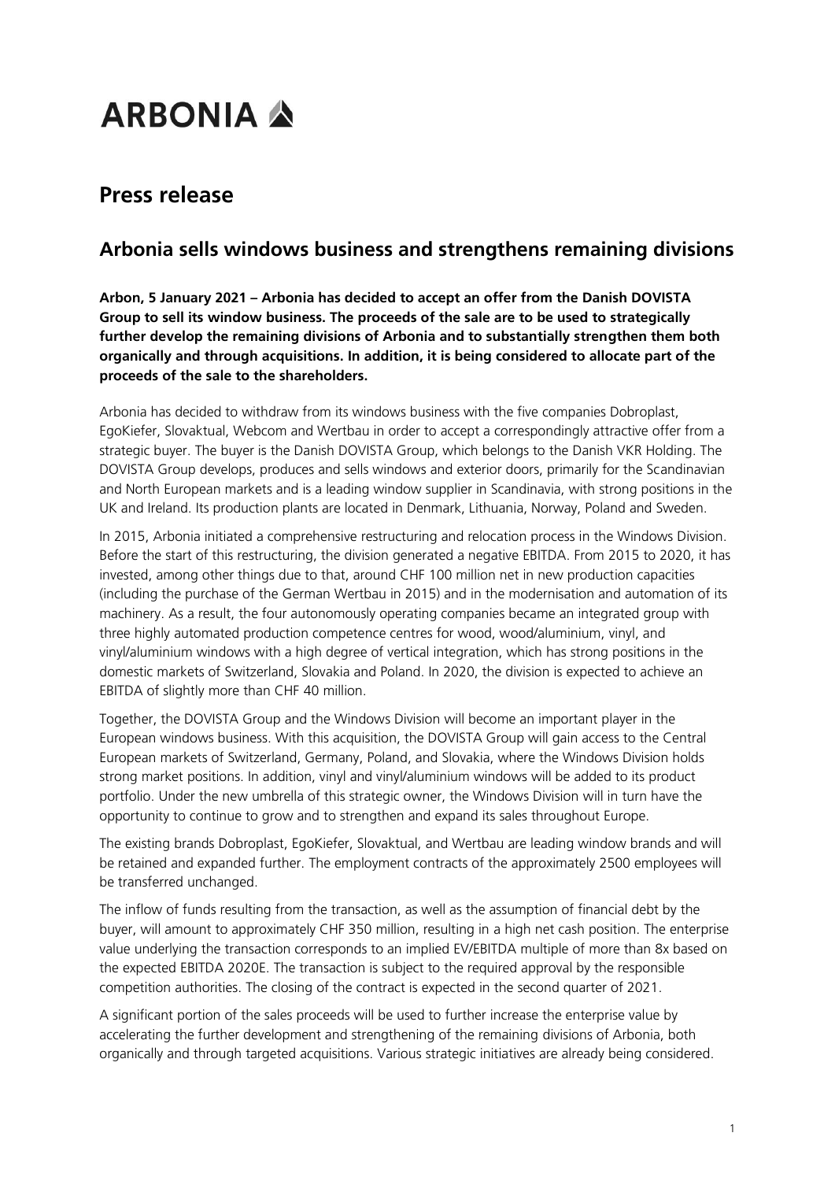# ARBONIA

## Press release

### Arbonia sells windows business and strengthens remaining divisions

**Arbon, 5 January 2021 – Arbonia has decided to accept an offer from the Danish DOVISTA Group to sell its window business. The proceeds of the sale are to be used to strategically further develop the remaining divisions of Arbonia and to substantially strengthen them both organically and through acquisitions. In addition, it is being considered to allocate part of the proceeds of the sale to the shareholders.**

Arbonia has decided to withdraw from its windows business with the five companies Dobroplast, EgoKiefer, Slovaktual, Webcom and Wertbau in order to accept a correspondingly attractive offer from a strategic buyer. The buyer is the Danish DOVISTA Group, which belongs to the Danish VKR Holding. The DOVISTA Group develops, produces and sells windows and exterior doors, primarily for the Scandinavian and North European markets and is a leading window supplier in Scandinavia, with strong positions in the UK and Ireland. Its production plants are located in Denmark, Lithuania, Norway, Poland and Sweden.

In 2015, Arbonia initiated a comprehensive restructuring and relocation process in the Windows Division. Before the start of this restructuring, the division generated a negative EBITDA. From 2015 to 2020, it has invested, among other things due to that, around CHF 100 million net in new production capacities (including the purchase of the German Wertbau in 2015) and in the modernisation and automation of its machinery. As a result, the four autonomously operating companies became an integrated group with three highly automated production competence centres for wood, wood/aluminium, vinyl, and vinyl/aluminium windows with a high degree of vertical integration, which has strong positions in the domestic markets of Switzerland, Slovakia and Poland. In 2020, the division is expected to achieve an EBITDA of slightly more than CHF 40 million.

Together, the DOVISTA Group and the Windows Division will become an important player in the European windows business. With this acquisition, the DOVISTA Group will gain access to the Central European markets of Switzerland, Germany, Poland, and Slovakia, where the Windows Division holds strong market positions. In addition, vinyl and vinyl/aluminium windows will be added to its product portfolio. Under the new umbrella of this strategic owner, the Windows Division will in turn have the opportunity to continue to grow and to strengthen and expand its sales throughout Europe.

The existing brands Dobroplast, EgoKiefer, Slovaktual, and Wertbau are leading window brands and will be retained and expanded further. The employment contracts of the approximately 2500 employees will be transferred unchanged.

The inflow of funds resulting from the transaction, as well as the assumption of financial debt by the buyer, will amount to approximately CHF 350 million, resulting in a high net cash position. The enterprise value underlying the transaction corresponds to an implied EV/EBITDA multiple of more than 8x based on the expected EBITDA 2020E. The transaction is subject to the required approval by the responsible competition authorities. The closing of the contract is expected in the second quarter of 2021.

A significant portion of the sales proceeds will be used to further increase the enterprise value by accelerating the further development and strengthening of the remaining divisions of Arbonia, both organically and through targeted acquisitions. Various strategic initiatives are already being considered.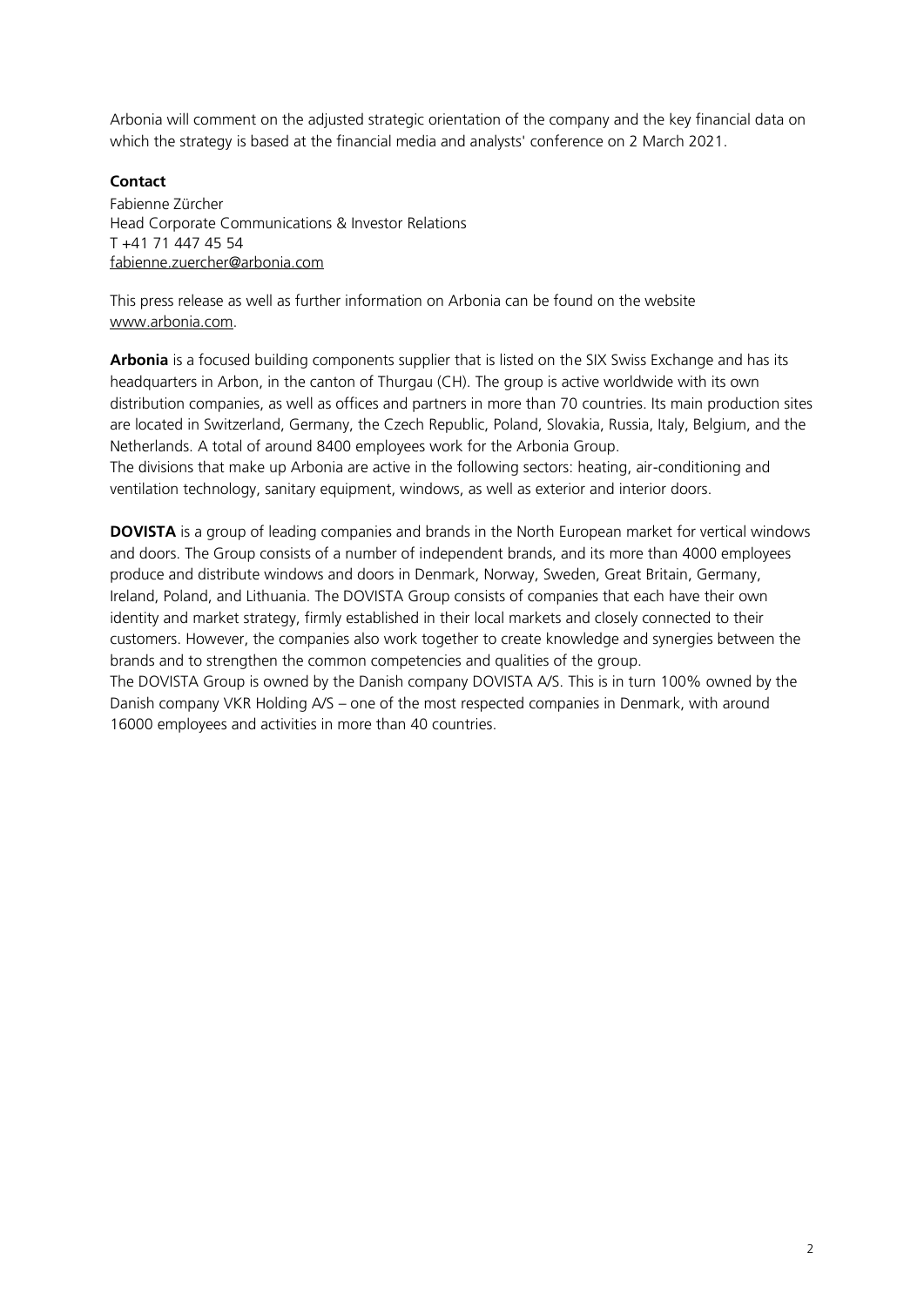Arbonia will comment on the adjusted strategic orientation of the company and the key financial data on which the strategy is based at the financial media and analysts' conference on 2 March 2021.

**Contact**

Fabienne Zürcher
Head Corporate Communications & Investor Relations
T +41 71 447 45 54
fabienne.zuercher@arbonia.com

This press release as well as further information on Arbonia can be found on the website www.arbonia.com.

**Arbonia** is a focused building components supplier that is listed on the SIX Swiss Exchange and has its headquarters in Arbon, in the canton of Thurgau (CH). The group is active worldwide with its own distribution companies, as well as offices and partners in more than 70 countries. Its main production sites are located in Switzerland, Germany, the Czech Republic, Poland, Slovakia, Russia, Italy, Belgium, and the Netherlands. A total of around 8400 employees work for the Arbonia Group.
The divisions that make up Arbonia are active in the following sectors: heating, air-conditioning and ventilation technology, sanitary equipment, windows, as well as exterior and interior doors.

**DOVISTA** is a group of leading companies and brands in the North European market for vertical windows and doors. The Group consists of a number of independent brands, and its more than 4000 employees produce and distribute windows and doors in Denmark, Norway, Sweden, Great Britain, Germany, Ireland, Poland, and Lithuania. The DOVISTA Group consists of companies that each have their own identity and market strategy, firmly established in their local markets and closely connected to their customers. However, the companies also work together to create knowledge and synergies between the brands and to strengthen the common competencies and qualities of the group.
The DOVISTA Group is owned by the Danish company DOVISTA A/S. This is in turn 100% owned by the Danish company VKR Holding A/S – one of the most respected companies in Denmark, with around 16000 employees and activities in more than 40 countries.